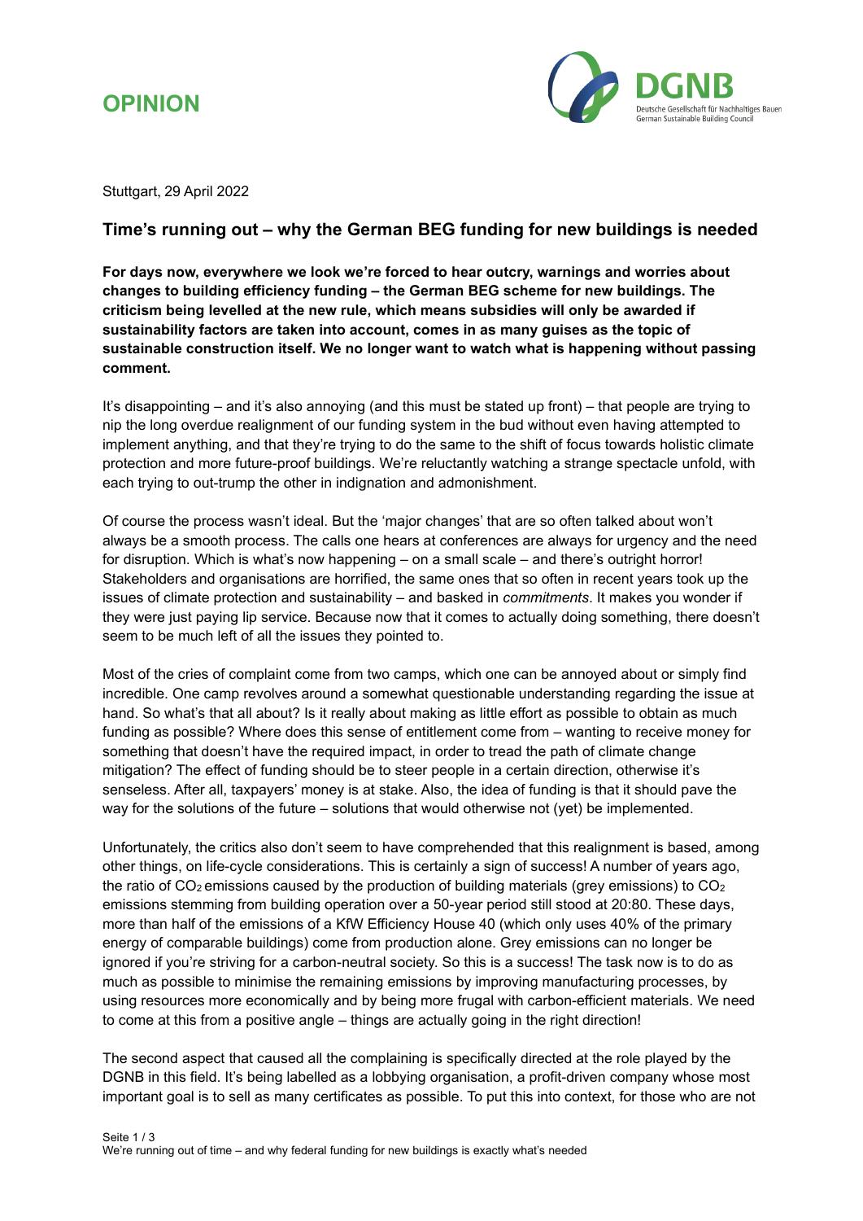# OPINION

Stuttgart, 29 April 2022

## Time's running out – why the German BEG funding for new buildings is needed

**For days now, everywhere we look we're forced to hear outcry, warnings and worries about changes to building efficiency funding – the German BEG scheme for new buildings. The criticism being levelled at the new rule, which means subsidies will only be awarded if sustainability factors are taken into account, comes in as many guises as the topic of sustainable construction itself. We no longer want to watch what is happening without passing comment.**

It's disappointing – and it's also annoying (and this must be stated up front) – that people are trying to nip the long overdue realignment of our funding system in the bud without even having attempted to implement anything, and that they're trying to do the same to the shift of focus towards holistic climate protection and more future-proof buildings. We're reluctantly watching a strange spectacle unfold, with each trying to out-trump the other in indignation and admonishment.

Of course the process wasn't ideal. But the 'major changes' that are so often talked about won't always be a smooth process. The calls one hears at conferences are always for urgency and the need for disruption. Which is what's now happening – on a small scale – and there's outright horror! Stakeholders and organisations are horrified, the same ones that so often in recent years took up the issues of climate protection and sustainability – and basked in *commitments*. It makes you wonder if they were just paying lip service. Because now that it comes to actually doing something, there doesn't seem to be much left of all the issues they pointed to.

Most of the cries of complaint come from two camps, which one can be annoyed about or simply find incredible. One camp revolves around a somewhat questionable understanding regarding the issue at hand. So what's that all about? Is it really about making as little effort as possible to obtain as much funding as possible? Where does this sense of entitlement come from – wanting to receive money for something that doesn't have the required impact, in order to tread the path of climate change mitigation? The effect of funding should be to steer people in a certain direction, otherwise it's senseless. After all, taxpayers' money is at stake. Also, the idea of funding is that it should pave the way for the solutions of the future – solutions that would otherwise not (yet) be implemented.

Unfortunately, the critics also don't seem to have comprehended that this realignment is based, among other things, on life-cycle considerations. This is certainly a sign of success! A number of years ago, the ratio of $CO_2$ emissions caused by the production of building materials (grey emissions) to $CO_2$ emissions stemming from building operation over a 50-year period still stood at 20:80. These days, more than half of the emissions of a KfW Efficiency House 40 (which only uses 40% of the primary energy of comparable buildings) come from production alone. Grey emissions can no longer be ignored if you're striving for a carbon-neutral society. So this is a success! The task now is to do as much as possible to minimise the remaining emissions by improving manufacturing processes, by using resources more economically and by being more frugal with carbon-efficient materials. We need to come at this from a positive angle – things are actually going in the right direction!

The second aspect that caused all the complaining is specifically directed at the role played by the DGNB in this field. It's being labelled as a lobbying organisation, a profit-driven company whose most important goal is to sell as many certificates as possible. To put this into context, for those who are not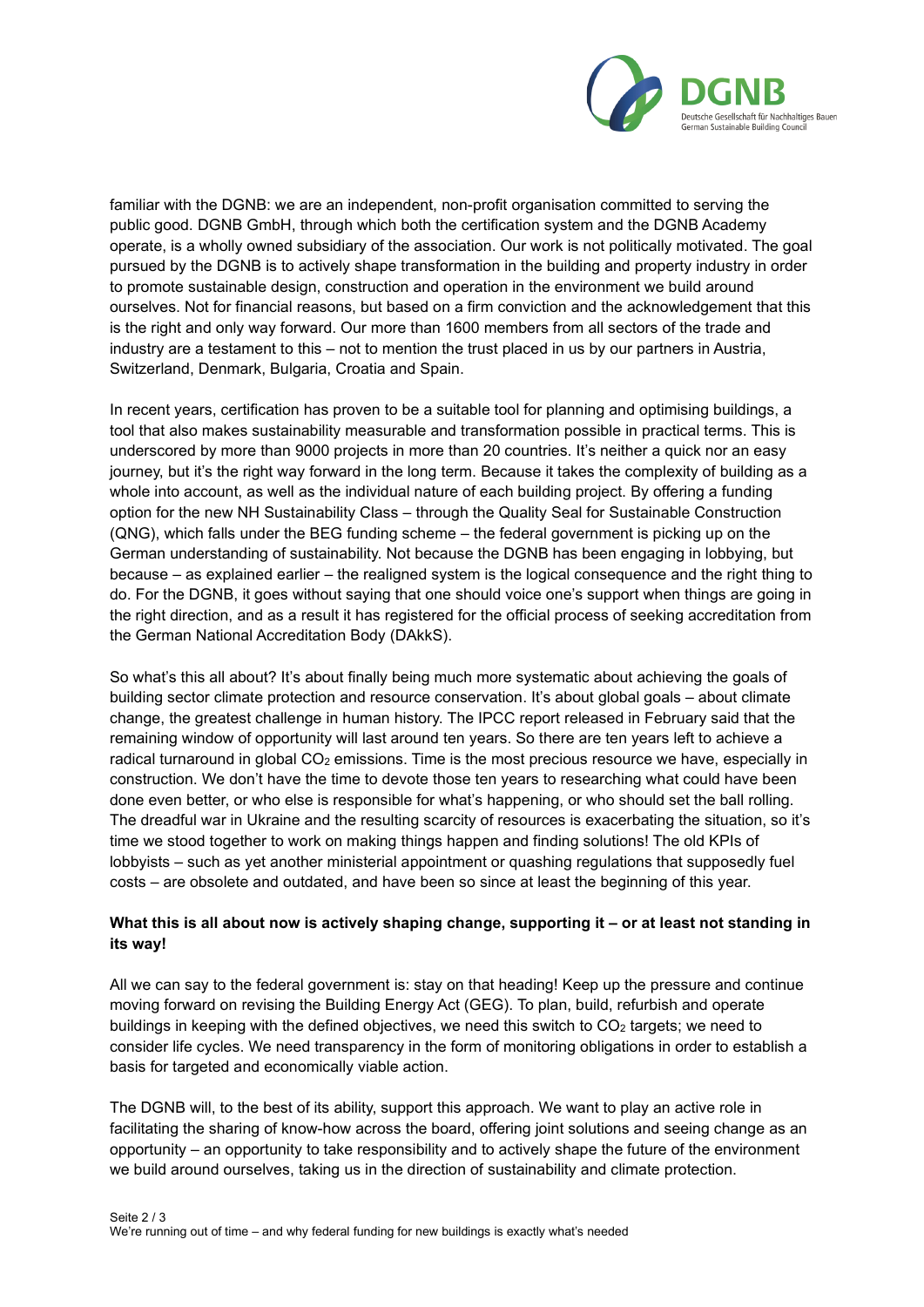familiar with the DGNB: we are an independent, non-profit organisation committed to serving the public good. DGNB GmbH, through which both the certification system and the DGNB Academy operate, is a wholly owned subsidiary of the association. Our work is not politically motivated. The goal pursued by the DGNB is to actively shape transformation in the building and property industry in order to promote sustainable design, construction and operation in the environment we build around ourselves. Not for financial reasons, but based on a firm conviction and the acknowledgement that this is the right and only way forward. Our more than 1600 members from all sectors of the trade and industry are a testament to this – not to mention the trust placed in us by our partners in Austria, Switzerland, Denmark, Bulgaria, Croatia and Spain.

In recent years, certification has proven to be a suitable tool for planning and optimising buildings, a tool that also makes sustainability measurable and transformation possible in practical terms. This is underscored by more than 9000 projects in more than 20 countries. It's neither a quick nor an easy journey, but it's the right way forward in the long term. Because it takes the complexity of building as a whole into account, as well as the individual nature of each building project. By offering a funding option for the new NH Sustainability Class – through the Quality Seal for Sustainable Construction (QNG), which falls under the BEG funding scheme – the federal government is picking up on the German understanding of sustainability. Not because the DGNB has been engaging in lobbying, but because – as explained earlier – the realigned system is the logical consequence and the right thing to do. For the DGNB, it goes without saying that one should voice one's support when things are going in the right direction, and as a result it has registered for the official process of seeking accreditation from the German National Accreditation Body (DAkkS).

So what's this all about? It's about finally being much more systematic about achieving the goals of building sector climate protection and resource conservation. It's about global goals – about climate change, the greatest challenge in human history. The IPCC report released in February said that the remaining window of opportunity will last around ten years. So there are ten years left to achieve a radical turnaround in global $CO_2$ emissions. Time is the most precious resource we have, especially in construction. We don't have the time to devote those ten years to researching what could have been done even better, or who else is responsible for what's happening, or who should set the ball rolling. The dreadful war in Ukraine and the resulting scarcity of resources is exacerbating the situation, so it's time we stood together to work on making things happen and finding solutions! The old KPIs of lobbyists – such as yet another ministerial appointment or quashing regulations that supposedly fuel costs – are obsolete and outdated, and have been so since at least the beginning of this year.

**What this is all about now is actively shaping change, supporting it – or at least not standing in its way!**

All we can say to the federal government is: stay on that heading! Keep up the pressure and continue moving forward on revising the Building Energy Act (GEG). To plan, build, refurbish and operate buildings in keeping with the defined objectives, we need this switch to $CO_2$ targets; we need to consider life cycles. We need transparency in the form of monitoring obligations in order to establish a basis for targeted and economically viable action.

The DGNB will, to the best of its ability, support this approach. We want to play an active role in facilitating the sharing of know-how across the board, offering joint solutions and seeing change as an opportunity – an opportunity to take responsibility and to actively shape the future of the environment we build around ourselves, taking us in the direction of sustainability and climate protection.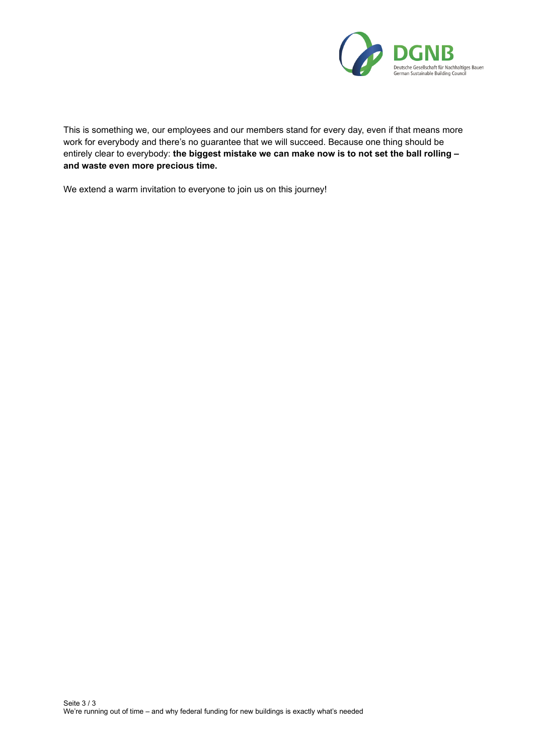This is something we, our employees and our members stand for every day, even if that means more work for everybody and there's no guarantee that we will succeed. Because one thing should be entirely clear to everybody: **the biggest mistake we can make now is to not set the ball rolling – and waste even more precious time.**

We extend a warm invitation to everyone to join us on this journey!